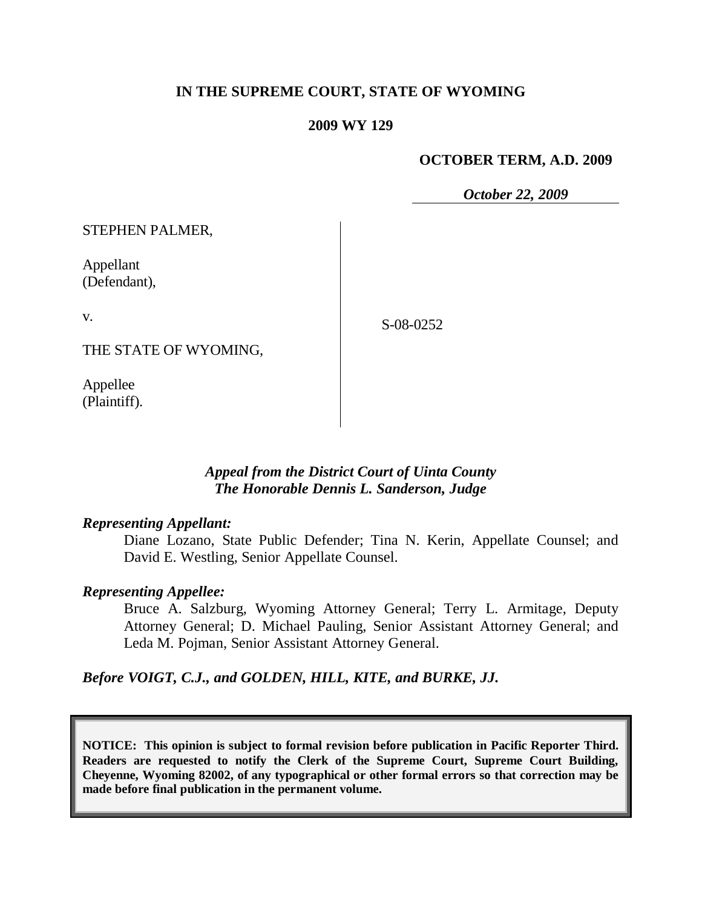**IN THE SUPREME COURT, STATE OF WYOMING**

**2009 WY 129**

**OCTOBER TERM, A.D. 2009**

***October 22, 2009***

| | |
|---|---|
| STEPHEN PALMER,<br><br>Appellant<br>(Defendant),<br><br>v.<br><br>THE STATE OF WYOMING,<br><br>Appellee<br>(Plaintiff). | S-08-0252 |

***Appeal from the District Court of Uinta County***
***The Honorable Dennis L. Sanderson, Judge***

***Representing Appellant:***

Diane Lozano, State Public Defender; Tina N. Kerin, Appellate Counsel; and David E. Westling, Senior Appellate Counsel.

***Representing Appellee:***

Bruce A. Salzburg, Wyoming Attorney General; Terry L. Armitage, Deputy Attorney General; D. Michael Pauling, Senior Assistant Attorney General; and Leda M. Pojman, Senior Assistant Attorney General.

***Before VOIGT, C.J., and GOLDEN, HILL, KITE, and BURKE, JJ.***

**NOTICE: This opinion is subject to formal revision before publication in Pacific Reporter Third. Readers are requested to notify the Clerk of the Supreme Court, Supreme Court Building, Cheyenne, Wyoming 82002, of any typographical or other formal errors so that correction may be made before final publication in the permanent volume.**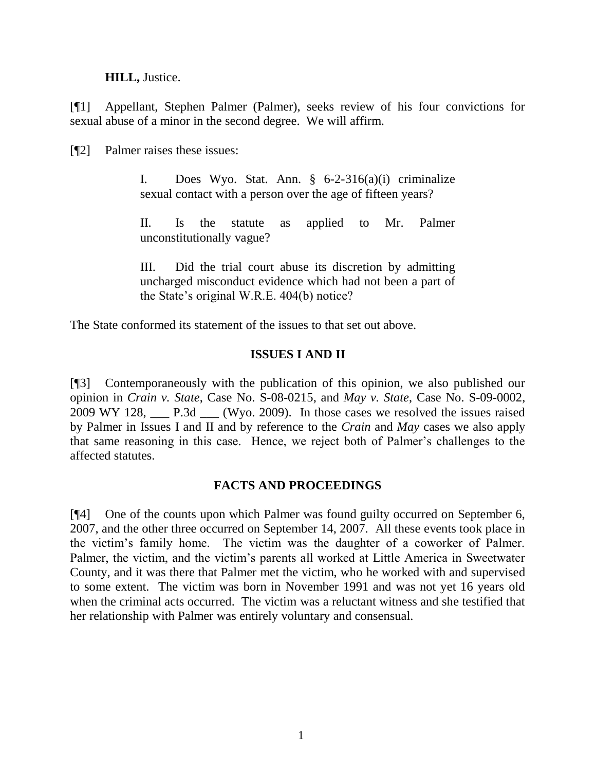**HILL,** Justice.

[¶1] Appellant, Stephen Palmer (Palmer), seeks review of his four convictions for sexual abuse of a minor in the second degree. We will affirm.

[¶2] Palmer raises these issues:

> I. Does Wyo. Stat. Ann. § 6-2-316(a)(i) criminalize sexual contact with a person over the age of fifteen years?
>
> II. Is the statute as applied to Mr. Palmer unconstitutionally vague?
>
> III. Did the trial court abuse its discretion by admitting uncharged misconduct evidence which had not been a part of the State's original W.R.E. 404(b) notice?

The State conformed its statement of the issues to that set out above.

## ISSUES I AND II

[¶3] Contemporaneously with the publication of this opinion, we also published our opinion in *Crain v. State*, Case No. S-08-0215, and *May v. State*, Case No. S-09-0002, 2009 WY 128, ___ P.3d ___ (Wyo. 2009). In those cases we resolved the issues raised by Palmer in Issues I and II and by reference to the *Crain* and *May* cases we also apply that same reasoning in this case. Hence, we reject both of Palmer's challenges to the affected statutes.

## FACTS AND PROCEEDINGS

[¶4] One of the counts upon which Palmer was found guilty occurred on September 6, 2007, and the other three occurred on September 14, 2007. All these events took place in the victim's family home. The victim was the daughter of a coworker of Palmer. Palmer, the victim, and the victim's parents all worked at Little America in Sweetwater County, and it was there that Palmer met the victim, who he worked with and supervised to some extent. The victim was born in November 1991 and was not yet 16 years old when the criminal acts occurred. The victim was a reluctant witness and she testified that her relationship with Palmer was entirely voluntary and consensual.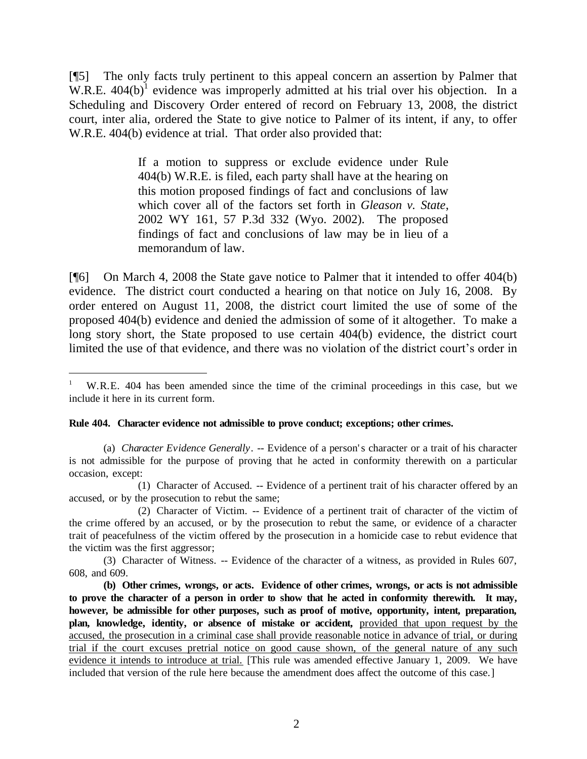[¶5] The only facts truly pertinent to this appeal concern an assertion by Palmer that W.R.E. 404(b)[1] evidence was improperly admitted at his trial over his objection. In a Scheduling and Discovery Order entered of record on February 13, 2008, the district court, inter alia, ordered the State to give notice to Palmer of its intent, if any, to offer W.R.E. 404(b) evidence at trial. That order also provided that:

> If a motion to suppress or exclude evidence under Rule 404(b) W.R.E. is filed, each party shall have at the hearing on this motion proposed findings of fact and conclusions of law which cover all of the factors set forth in *Gleason v. State*, 2002 WY 161, 57 P.3d 332 (Wyo. 2002). The proposed findings of fact and conclusions of law may be in lieu of a memorandum of law.

[¶6] On March 4, 2008 the State gave notice to Palmer that it intended to offer 404(b) evidence. The district court conducted a hearing on that notice on July 16, 2008. By order entered on August 11, 2008, the district court limited the use of some of the proposed 404(b) evidence and denied the admission of some of it altogether. To make a long story short, the State proposed to use certain 404(b) evidence, the district court limited the use of that evidence, and there was no violation of the district court's order in

---

[1] W.R.E. 404 has been amended since the time of the criminal proceedings in this case, but we include it here in its current form.

**Rule 404. Character evidence not admissible to prove conduct; exceptions; other crimes.**

(a) *Character Evidence Generally*. -- Evidence of a person's character or a trait of his character is not admissible for the purpose of proving that he acted in conformity therewith on a particular occasion, except:

(1) Character of Accused. -- Evidence of a pertinent trait of his character offered by an accused, or by the prosecution to rebut the same;

(2) Character of Victim. -- Evidence of a pertinent trait of character of the victim of the crime offered by an accused, or by the prosecution to rebut the same, or evidence of a character trait of peacefulness of the victim offered by the prosecution in a homicide case to rebut evidence that the victim was the first aggressor;

(3) Character of Witness. -- Evidence of the character of a witness, as provided in Rules 607, 608, and 609.

**(b) Other crimes, wrongs, or acts. Evidence of other crimes, wrongs, or acts is not admissible to prove the character of a person in order to show that he acted in conformity therewith. It may, however, be admissible for other purposes, such as proof of motive, opportunity, intent, preparation, plan, knowledge, identity, or absence of mistake or accident,** <u>provided that upon request by the accused, the prosecution in a criminal case shall provide reasonable notice in advance of trial, or during trial if the court excuses pretrial notice on good cause shown, of the general nature of any such evidence it intends to introduce at trial.</u> [This rule was amended effective January 1, 2009. We have included that version of the rule here because the amendment does affect the outcome of this case.]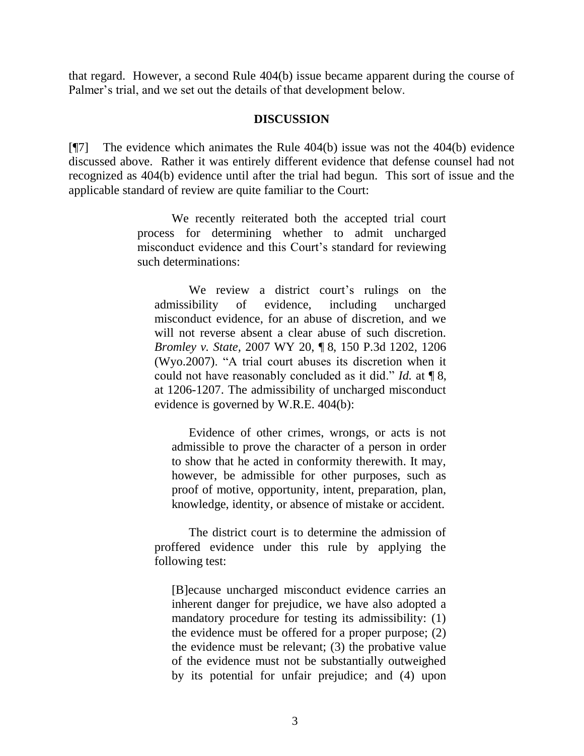that regard. However, a second Rule 404(b) issue became apparent during the course of Palmer's trial, and we set out the details of that development below.

## DISCUSSION

[¶7] The evidence which animates the Rule 404(b) issue was not the 404(b) evidence discussed above. Rather it was entirely different evidence that defense counsel had not recognized as 404(b) evidence until after the trial had begun. This sort of issue and the applicable standard of review are quite familiar to the Court:

> We recently reiterated both the accepted trial court process for determining whether to admit uncharged misconduct evidence and this Court's standard for reviewing such determinations:
>
> > We review a district court's rulings on the admissibility of evidence, including uncharged misconduct evidence, for an abuse of discretion, and we will not reverse absent a clear abuse of such discretion. *Bromley v. State*, 2007 WY 20, ¶ 8, 150 P.3d 1202, 1206 (Wyo.2007). "A trial court abuses its discretion when it could not have reasonably concluded as it did." *Id.* at ¶ 8, at 1206-1207. The admissibility of uncharged misconduct evidence is governed by W.R.E. 404(b):
> >
> > > Evidence of other crimes, wrongs, or acts is not admissible to prove the character of a person in order to show that he acted in conformity therewith. It may, however, be admissible for other purposes, such as proof of motive, opportunity, intent, preparation, plan, knowledge, identity, or absence of mistake or accident.
> >
> > The district court is to determine the admission of proffered evidence under this rule by applying the following test:
> >
> > [B]ecause uncharged misconduct evidence carries an inherent danger for prejudice, we have also adopted a mandatory procedure for testing its admissibility: (1) the evidence must be offered for a proper purpose; (2) the evidence must be relevant; (3) the probative value of the evidence must not be substantially outweighed by its potential for unfair prejudice; and (4) upon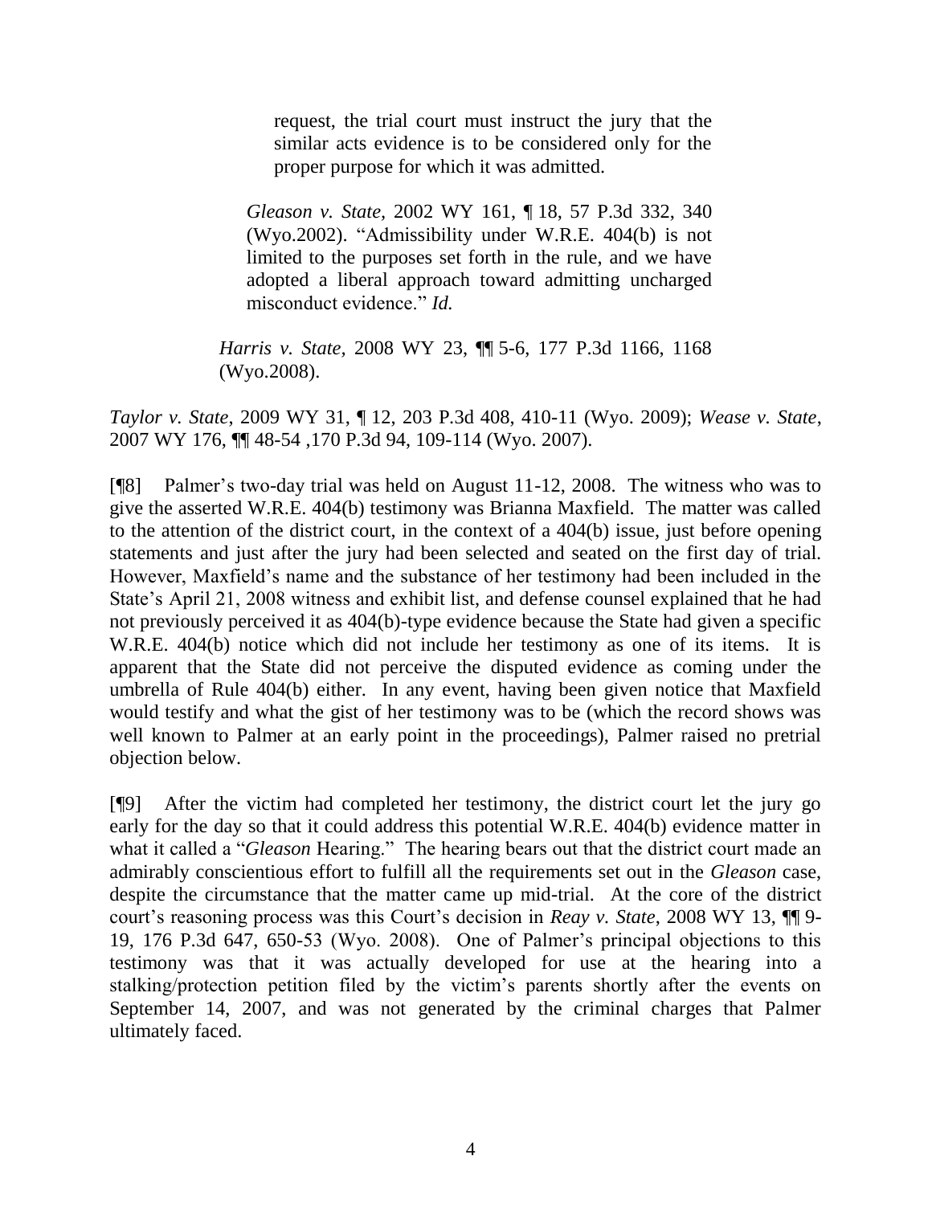> request, the trial court must instruct the jury that the similar acts evidence is to be considered only for the proper purpose for which it was admitted.
>
> *Gleason v. State*, 2002 WY 161, ¶ 18, 57 P.3d 332, 340 (Wyo.2002). "Admissibility under W.R.E. 404(b) is not limited to the purposes set forth in the rule, and we have adopted a liberal approach toward admitting uncharged misconduct evidence." *Id.*
>
> *Harris v. State*, 2008 WY 23, ¶¶ 5-6, 177 P.3d 1166, 1168 (Wyo.2008).

*Taylor v. State*, 2009 WY 31, ¶ 12, 203 P.3d 408, 410-11 (Wyo. 2009); *Wease v. State*, 2007 WY 176, ¶¶ 48-54 ,170 P.3d 94, 109-114 (Wyo. 2007).

[¶8] Palmer's two-day trial was held on August 11-12, 2008. The witness who was to give the asserted W.R.E. 404(b) testimony was Brianna Maxfield. The matter was called to the attention of the district court, in the context of a 404(b) issue, just before opening statements and just after the jury had been selected and seated on the first day of trial. However, Maxfield's name and the substance of her testimony had been included in the State's April 21, 2008 witness and exhibit list, and defense counsel explained that he had not previously perceived it as 404(b)-type evidence because the State had given a specific W.R.E. 404(b) notice which did not include her testimony as one of its items. It is apparent that the State did not perceive the disputed evidence as coming under the umbrella of Rule 404(b) either. In any event, having been given notice that Maxfield would testify and what the gist of her testimony was to be (which the record shows was well known to Palmer at an early point in the proceedings), Palmer raised no pretrial objection below.

[¶9] After the victim had completed her testimony, the district court let the jury go early for the day so that it could address this potential W.R.E. 404(b) evidence matter in what it called a "*Gleason* Hearing." The hearing bears out that the district court made an admirably conscientious effort to fulfill all the requirements set out in the *Gleason* case, despite the circumstance that the matter came up mid-trial. At the core of the district court's reasoning process was this Court's decision in *Reay v. State*, 2008 WY 13, ¶¶ 9-19, 176 P.3d 647, 650-53 (Wyo. 2008). One of Palmer's principal objections to this testimony was that it was actually developed for use at the hearing into a stalking/protection petition filed by the victim's parents shortly after the events on September 14, 2007, and was not generated by the criminal charges that Palmer ultimately faced.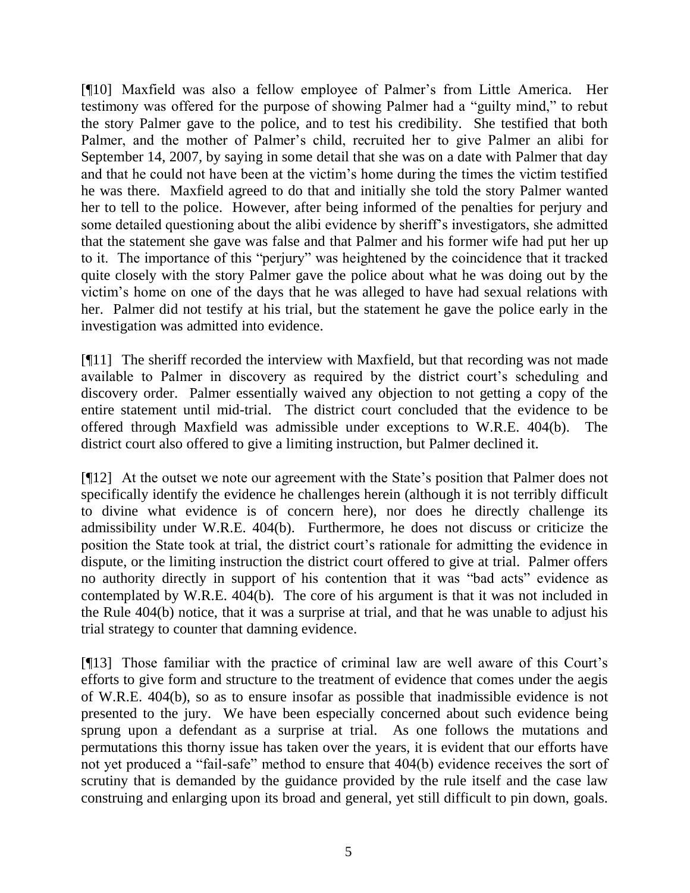[¶10] Maxfield was also a fellow employee of Palmer's from Little America. Her testimony was offered for the purpose of showing Palmer had a "guilty mind," to rebut the story Palmer gave to the police, and to test his credibility. She testified that both Palmer, and the mother of Palmer's child, recruited her to give Palmer an alibi for September 14, 2007, by saying in some detail that she was on a date with Palmer that day and that he could not have been at the victim's home during the times the victim testified he was there. Maxfield agreed to do that and initially she told the story Palmer wanted her to tell to the police. However, after being informed of the penalties for perjury and some detailed questioning about the alibi evidence by sheriff's investigators, she admitted that the statement she gave was false and that Palmer and his former wife had put her up to it. The importance of this "perjury" was heightened by the coincidence that it tracked quite closely with the story Palmer gave the police about what he was doing out by the victim's home on one of the days that he was alleged to have had sexual relations with her. Palmer did not testify at his trial, but the statement he gave the police early in the investigation was admitted into evidence.

[¶11] The sheriff recorded the interview with Maxfield, but that recording was not made available to Palmer in discovery as required by the district court's scheduling and discovery order. Palmer essentially waived any objection to not getting a copy of the entire statement until mid-trial. The district court concluded that the evidence to be offered through Maxfield was admissible under exceptions to W.R.E. 404(b). The district court also offered to give a limiting instruction, but Palmer declined it.

[¶12] At the outset we note our agreement with the State's position that Palmer does not specifically identify the evidence he challenges herein (although it is not terribly difficult to divine what evidence is of concern here), nor does he directly challenge its admissibility under W.R.E. 404(b). Furthermore, he does not discuss or criticize the position the State took at trial, the district court's rationale for admitting the evidence in dispute, or the limiting instruction the district court offered to give at trial. Palmer offers no authority directly in support of his contention that it was "bad acts" evidence as contemplated by W.R.E. 404(b). The core of his argument is that it was not included in the Rule 404(b) notice, that it was a surprise at trial, and that he was unable to adjust his trial strategy to counter that damning evidence.

[¶13] Those familiar with the practice of criminal law are well aware of this Court's efforts to give form and structure to the treatment of evidence that comes under the aegis of W.R.E. 404(b), so as to ensure insofar as possible that inadmissible evidence is not presented to the jury. We have been especially concerned about such evidence being sprung upon a defendant as a surprise at trial. As one follows the mutations and permutations this thorny issue has taken over the years, it is evident that our efforts have not yet produced a "fail-safe" method to ensure that 404(b) evidence receives the sort of scrutiny that is demanded by the guidance provided by the rule itself and the case law construing and enlarging upon its broad and general, yet still difficult to pin down, goals.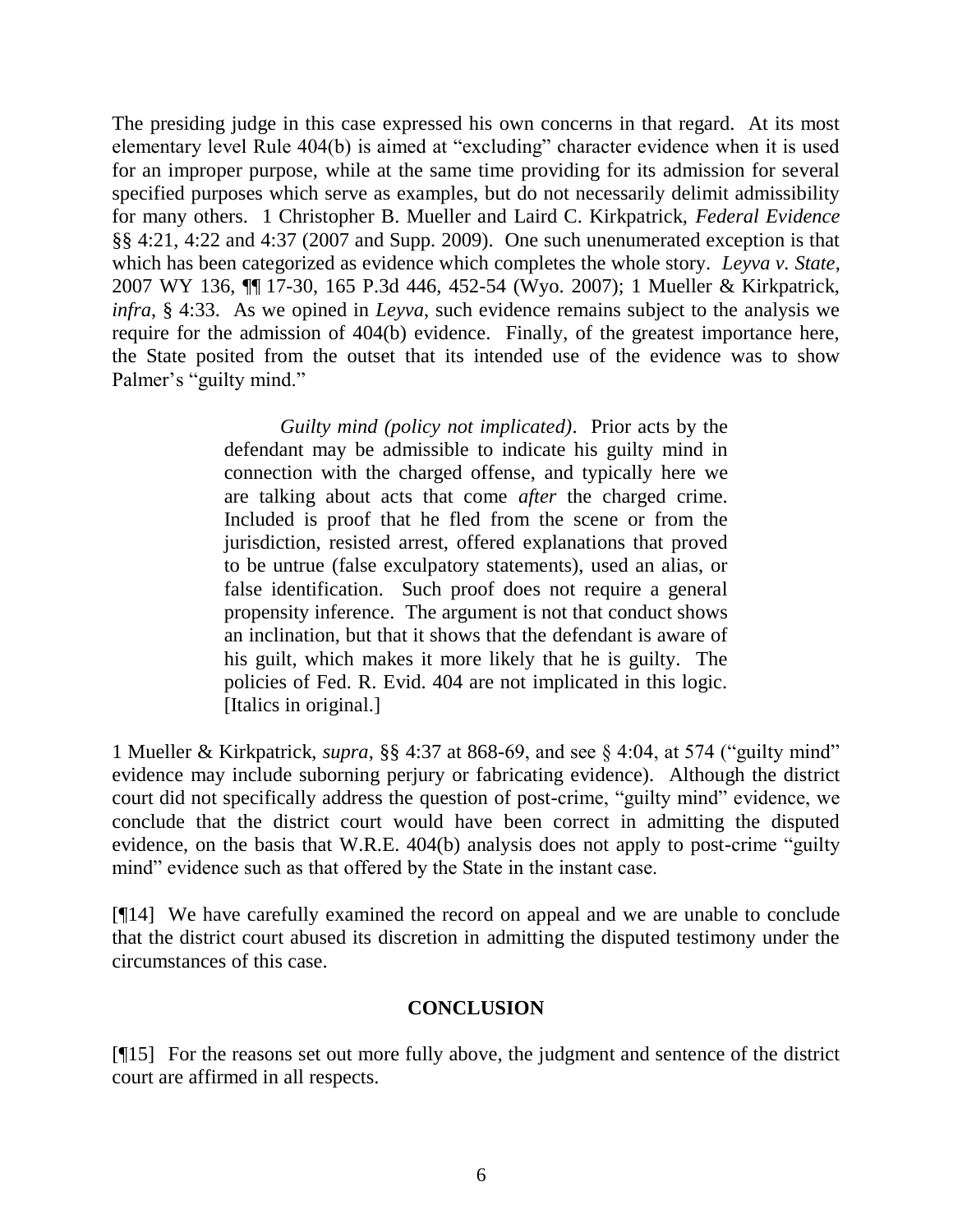The presiding judge in this case expressed his own concerns in that regard. At its most elementary level Rule 404(b) is aimed at "excluding" character evidence when it is used for an improper purpose, while at the same time providing for its admission for several specified purposes which serve as examples, but do not necessarily delimit admissibility for many others. 1 Christopher B. Mueller and Laird C. Kirkpatrick, *Federal Evidence* §§ 4:21, 4:22 and 4:37 (2007 and Supp. 2009). One such unenumerated exception is that which has been categorized as evidence which completes the whole story. *Leyva v. State*, 2007 WY 136, ¶¶ 17-30, 165 P.3d 446, 452-54 (Wyo. 2007); 1 Mueller & Kirkpatrick, *infra*, § 4:33. As we opined in *Leyva*, such evidence remains subject to the analysis we require for the admission of 404(b) evidence. Finally, of the greatest importance here, the State posited from the outset that its intended use of the evidence was to show Palmer's "guilty mind."

> *Guilty mind (policy not implicated)*. Prior acts by the defendant may be admissible to indicate his guilty mind in connection with the charged offense, and typically here we are talking about acts that come *after* the charged crime. Included is proof that he fled from the scene or from the jurisdiction, resisted arrest, offered explanations that proved to be untrue (false exculpatory statements), used an alias, or false identification. Such proof does not require a general propensity inference. The argument is not that conduct shows an inclination, but that it shows that the defendant is aware of his guilt, which makes it more likely that he is guilty. The policies of Fed. R. Evid. 404 are not implicated in this logic. [Italics in original.]

1 Mueller & Kirkpatrick, *supra*, §§ 4:37 at 868-69, and see § 4:04, at 574 ("guilty mind" evidence may include suborning perjury or fabricating evidence). Although the district court did not specifically address the question of post-crime, "guilty mind" evidence, we conclude that the district court would have been correct in admitting the disputed evidence, on the basis that W.R.E. 404(b) analysis does not apply to post-crime "guilty mind" evidence such as that offered by the State in the instant case.

[¶14] We have carefully examined the record on appeal and we are unable to conclude that the district court abused its discretion in admitting the disputed testimony under the circumstances of this case.

## CONCLUSION

[¶15] For the reasons set out more fully above, the judgment and sentence of the district court are affirmed in all respects.